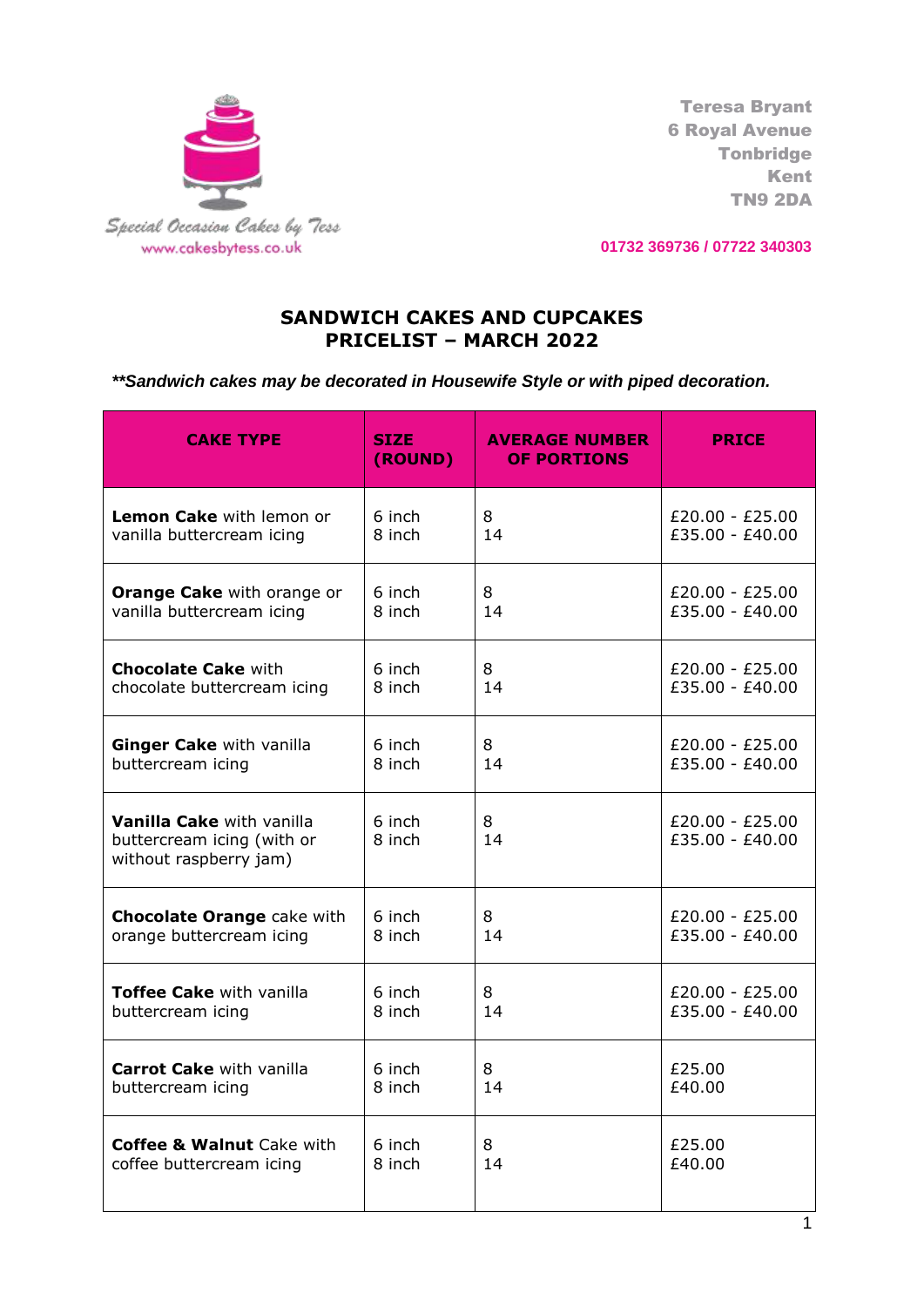Special Occasion Cakes by Tess
www.cakesbytess.co.uk

**Teresa Bryant**
**6 Royal Avenue**
**Tonbridge**
**Kent**
**TN9 2DA**

**01732 369736 / 07722 340303**

## SANDWICH CAKES AND CUPCAKES
## PRICELIST – MARCH 2022

***\*\*Sandwich cakes may be decorated in Housewife Style or with piped decoration.***

| CAKE TYPE | SIZE (ROUND) | AVERAGE NUMBER OF PORTIONS | PRICE |
|---|---|---|---|
| **Lemon Cake** with lemon or vanilla buttercream icing | 6 inch<br>8 inch | 8<br>14 | £20.00 - £25.00<br>£35.00 - £40.00 |
| **Orange Cake** with orange or vanilla buttercream icing | 6 inch<br>8 inch | 8<br>14 | £20.00 - £25.00<br>£35.00 - £40.00 |
| **Chocolate Cake** with chocolate buttercream icing | 6 inch<br>8 inch | 8<br>14 | £20.00 - £25.00<br>£35.00 - £40.00 |
| **Ginger Cake** with vanilla buttercream icing | 6 inch<br>8 inch | 8<br>14 | £20.00 - £25.00<br>£35.00 - £40.00 |
| **Vanilla Cake** with vanilla buttercream icing (with or without raspberry jam) | 6 inch<br>8 inch | 8<br>14 | £20.00 - £25.00<br>£35.00 - £40.00 |
| **Chocolate Orange** cake with orange buttercream icing | 6 inch<br>8 inch | 8<br>14 | £20.00 - £25.00<br>£35.00 - £40.00 |
| **Toffee Cake** with vanilla buttercream icing | 6 inch<br>8 inch | 8<br>14 | £20.00 - £25.00<br>£35.00 - £40.00 |
| **Carrot Cake** with vanilla buttercream icing | 6 inch<br>8 inch | 8<br>14 | £25.00<br>£40.00 |
| **Coffee & Walnut** Cake with coffee buttercream icing | 6 inch<br>8 inch | 8<br>14 | £25.00<br>£40.00 |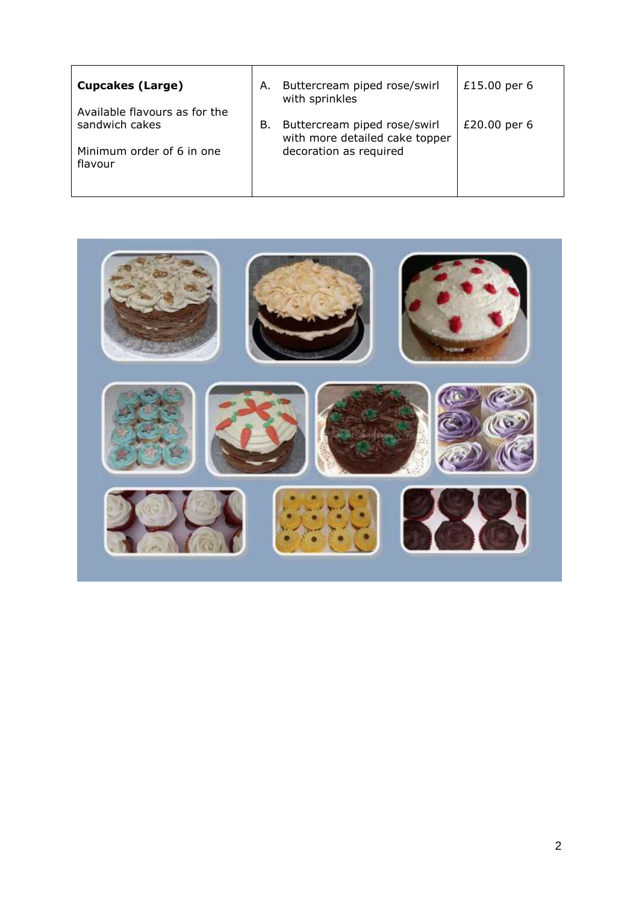| | | |
|---|---|---|
| **Cupcakes (Large)**<br><br>Available flavours as for the sandwich cakes<br><br>Minimum order of 6 in one flavour | A. Buttercream piped rose/swirl with sprinkles<br><br>B. Buttercream piped rose/swirl with more detailed cake topper decoration as required | £15.00 per 6<br><br>£20.00 per 6 |